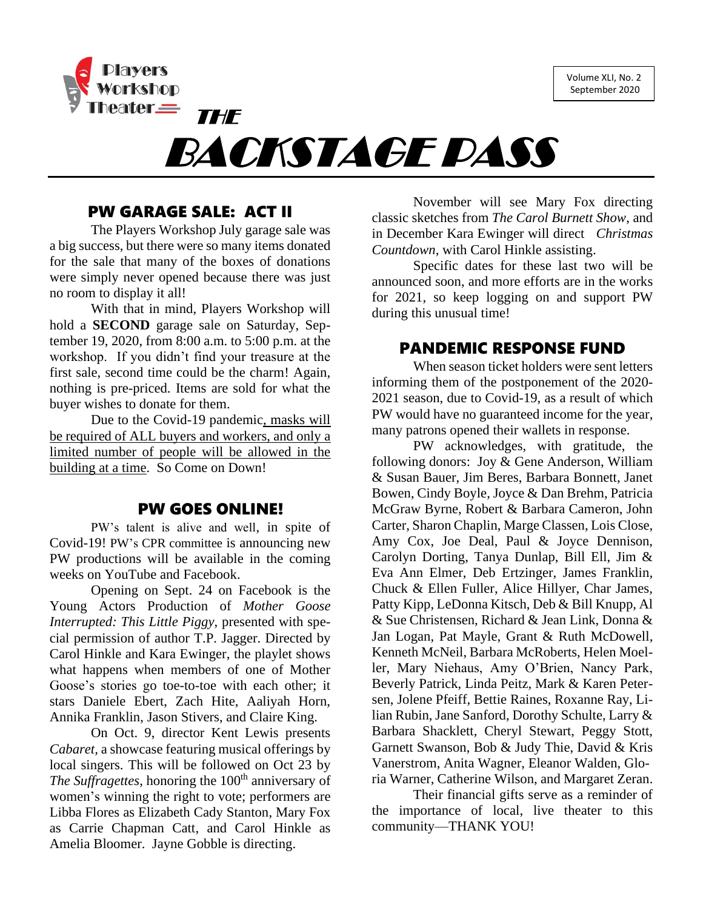Players Workshop Theater

Volume XLI, No. 2
September 2020

# THE BACKSTAGE PASS

## PW GARAGE SALE: ACT II

The Players Workshop July garage sale was a big success, but there were so many items donated for the sale that many of the boxes of donations were simply never opened because there was just no room to display it all!

With that in mind, Players Workshop will hold a **SECOND** garage sale on Saturday, September 19, 2020, from 8:00 a.m. to 5:00 p.m. at the workshop. If you didn't find your treasure at the first sale, second time could be the charm! Again, nothing is pre-priced. Items are sold for what the buyer wishes to donate for them.

Due to the Covid-19 pandemic, masks will be required of ALL buyers and workers, and only a limited number of people will be allowed in the building at a time. So Come on Down!

## PW GOES ONLINE!

PW's talent is alive and well, in spite of Covid-19! PW's CPR committee is announcing new PW productions will be available in the coming weeks on YouTube and Facebook.

Opening on Sept. 24 on Facebook is the Young Actors Production of *Mother Goose Interrupted: This Little Piggy*, presented with special permission of author T.P. Jagger. Directed by Carol Hinkle and Kara Ewinger, the playlet shows what happens when members of one of Mother Goose's stories go toe-to-toe with each other; it stars Daniele Ebert, Zach Hite, Aaliyah Horn, Annika Franklin, Jason Stivers, and Claire King.

On Oct. 9, director Kent Lewis presents *Cabaret*, a showcase featuring musical offerings by local singers. This will be followed on Oct 23 by *The Suffragettes*, honoring the 100th anniversary of women's winning the right to vote; performers are Libba Flores as Elizabeth Cady Stanton, Mary Fox as Carrie Chapman Catt, and Carol Hinkle as Amelia Bloomer. Jayne Gobble is directing.

November will see Mary Fox directing classic sketches from *The Carol Burnett Show*, and in December Kara Ewinger will direct *Christmas Countdown*, with Carol Hinkle assisting.

Specific dates for these last two will be announced soon, and more efforts are in the works for 2021, so keep logging on and support PW during this unusual time!

## PANDEMIC RESPONSE FUND

When season ticket holders were sent letters informing them of the postponement of the 2020-2021 season, due to Covid-19, as a result of which PW would have no guaranteed income for the year, many patrons opened their wallets in response.

PW acknowledges, with gratitude, the following donors: Joy & Gene Anderson, William & Susan Bauer, Jim Beres, Barbara Bonnett, Janet Bowen, Cindy Boyle, Joyce & Dan Brehm, Patricia McGraw Byrne, Robert & Barbara Cameron, John Carter, Sharon Chaplin, Marge Classen, Lois Close, Amy Cox, Joe Deal, Paul & Joyce Dennison, Carolyn Dorting, Tanya Dunlap, Bill Ell, Jim & Eva Ann Elmer, Deb Ertzinger, James Franklin, Chuck & Ellen Fuller, Alice Hillyer, Char James, Patty Kipp, LeDonna Kitsch, Deb & Bill Knupp, Al & Sue Christensen, Richard & Jean Link, Donna & Jan Logan, Pat Mayle, Grant & Ruth McDowell, Kenneth McNeil, Barbara McRoberts, Helen Moeller, Mary Niehaus, Amy O'Brien, Nancy Park, Beverly Patrick, Linda Peitz, Mark & Karen Petersen, Jolene Pfeiff, Bettie Raines, Roxanne Ray, Lilian Rubin, Jane Sanford, Dorothy Schulte, Larry & Barbara Shacklett, Cheryl Stewart, Peggy Stott, Garnett Swanson, Bob & Judy Thie, David & Kris Vanerstrom, Anita Wagner, Eleanor Walden, Gloria Warner, Catherine Wilson, and Margaret Zeran.

Their financial gifts serve as a reminder of the importance of local, live theater to this community—THANK YOU!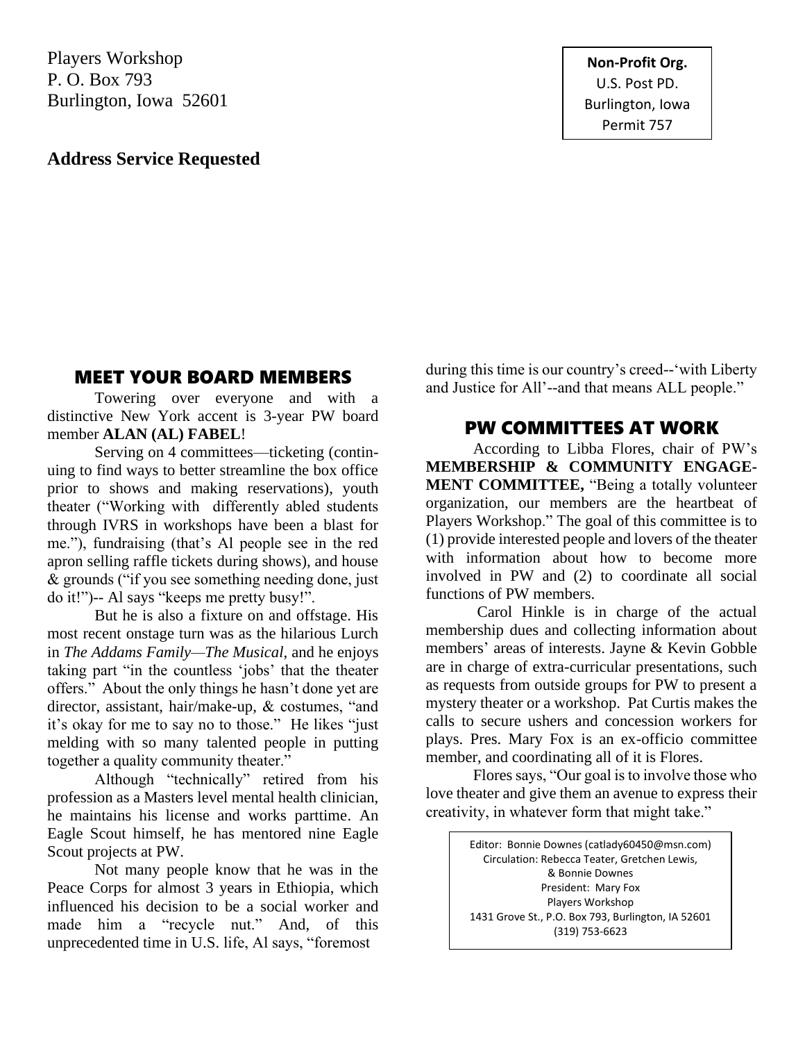Players Workshop
P. O. Box 793
Burlington, Iowa 52601

**Non-Profit Org.**
U.S. Post PD.
Burlington, Iowa
Permit 757

**Address Service Requested**

## MEET YOUR BOARD MEMBERS

Towering over everyone and with a distinctive New York accent is 3-year PW board member **ALAN (AL) FABEL**!

Serving on 4 committees—ticketing (continuing to find ways to better streamline the box office prior to shows and making reservations), youth theater ("Working with differently abled students through IVRS in workshops have been a blast for me."), fundraising (that's Al people see in the red apron selling raffle tickets during shows), and house & grounds ("if you see something needing done, just do it!")-- Al says "keeps me pretty busy!".

But he is also a fixture on and offstage. His most recent onstage turn was as the hilarious Lurch in *The Addams Family—The Musical*, and he enjoys taking part "in the countless 'jobs' that the theater offers." About the only things he hasn't done yet are director, assistant, hair/make-up, & costumes, "and it's okay for me to say no to those." He likes "just melding with so many talented people in putting together a quality community theater."

Although "technically" retired from his profession as a Masters level mental health clinician, he maintains his license and works parttime. An Eagle Scout himself, he has mentored nine Eagle Scout projects at PW.

Not many people know that he was in the Peace Corps for almost 3 years in Ethiopia, which influenced his decision to be a social worker and made him a "recycle nut." And, of this unprecedented time in U.S. life, Al says, "foremost during this time is our country's creed--'with Liberty and Justice for All'--and that means ALL people."

## PW COMMITTEES AT WORK

According to Libba Flores, chair of PW's **MEMBERSHIP & COMMUNITY ENGAGEMENT COMMITTEE,** "Being a totally volunteer organization, our members are the heartbeat of Players Workshop." The goal of this committee is to (1) provide interested people and lovers of the theater with information about how to become more involved in PW and (2) to coordinate all social functions of PW members.

Carol Hinkle is in charge of the actual membership dues and collecting information about members' areas of interests. Jayne & Kevin Gobble are in charge of extra-curricular presentations, such as requests from outside groups for PW to present a mystery theater or a workshop. Pat Curtis makes the calls to secure ushers and concession workers for plays. Pres. Mary Fox is an ex-officio committee member, and coordinating all of it is Flores.

Flores says, "Our goal is to involve those who love theater and give them an avenue to express their creativity, in whatever form that might take."

Editor: Bonnie Downes (catlady60450@msn.com)
Circulation: Rebecca Teater, Gretchen Lewis, & Bonnie Downes
President: Mary Fox
Players Workshop
1431 Grove St., P.O. Box 793, Burlington, IA 52601
(319) 753-6623